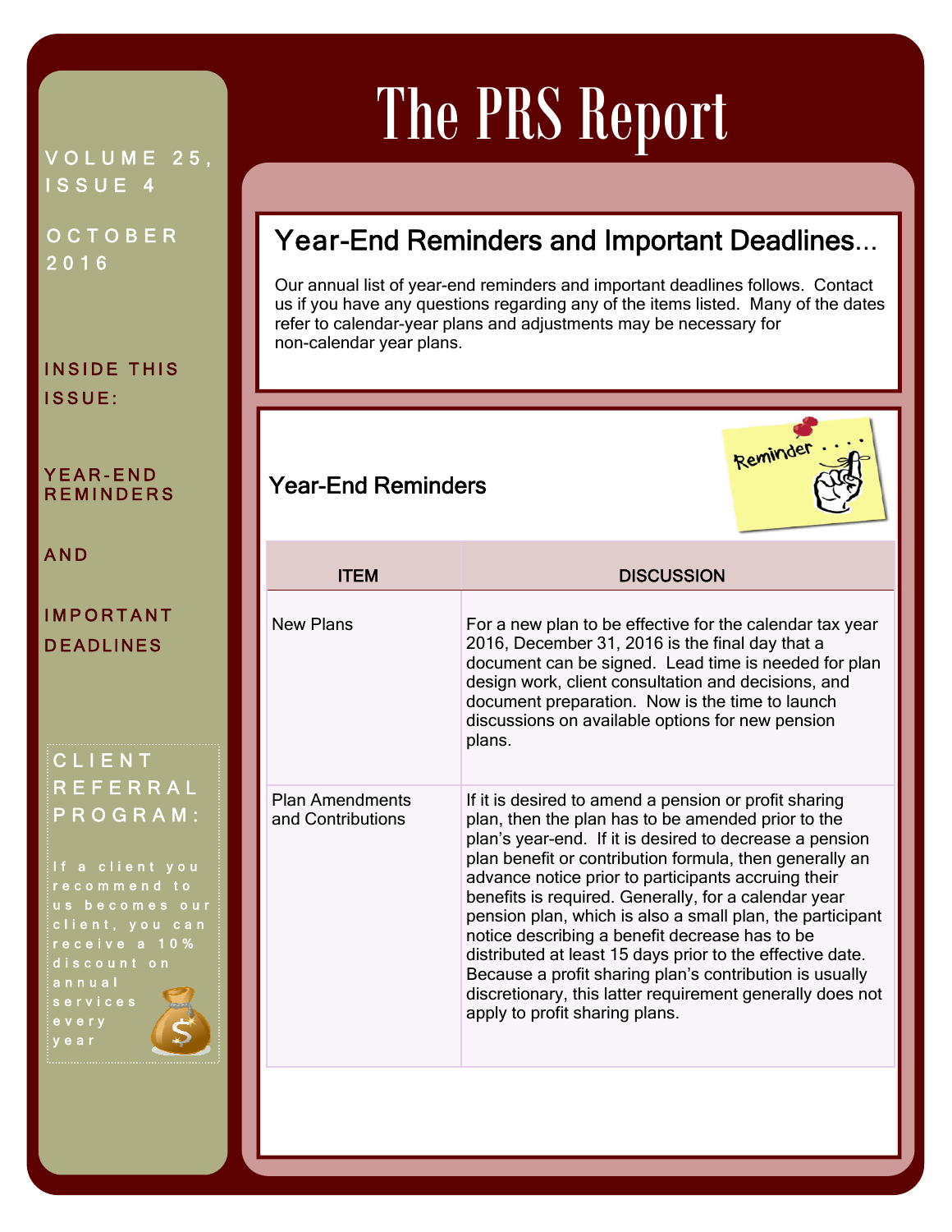# The PRS Report

VOLUME 25, ISSUE 4

OCTOBER 2016

INSIDE THIS ISSUE:

YEAR-END REMINDERS AND IMPORTANT DEADLINES

CLIENT REFERRAL PROGRAM:

If a client you recommend to us becomes our client, you can receive a 10% discount on annual services every year

## Year-End Reminders and Important Deadlines...

Our annual list of year-end reminders and important deadlines follows. Contact us if you have any questions regarding any of the items listed. Many of the dates refer to calendar-year plans and adjustments may be necessary for non-calendar year plans.

### Year-End Reminders

| ITEM | DISCUSSION |
|---|---|
| New Plans | For a new plan to be effective for the calendar tax year 2016, December 31, 2016 is the final day that a document can be signed. Lead time is needed for plan design work, client consultation and decisions, and document preparation. Now is the time to launch discussions on available options for new pension plans. |
| Plan Amendments and Contributions | If it is desired to amend a pension or profit sharing plan, then the plan has to be amended prior to the plan's year-end. If it is desired to decrease a pension plan benefit or contribution formula, then generally an advance notice prior to participants accruing their benefits is required. Generally, for a calendar year pension plan, which is also a small plan, the participant notice describing a benefit decrease has to be distributed at least 15 days prior to the effective date. Because a profit sharing plan's contribution is usually discretionary, this latter requirement generally does not apply to profit sharing plans. |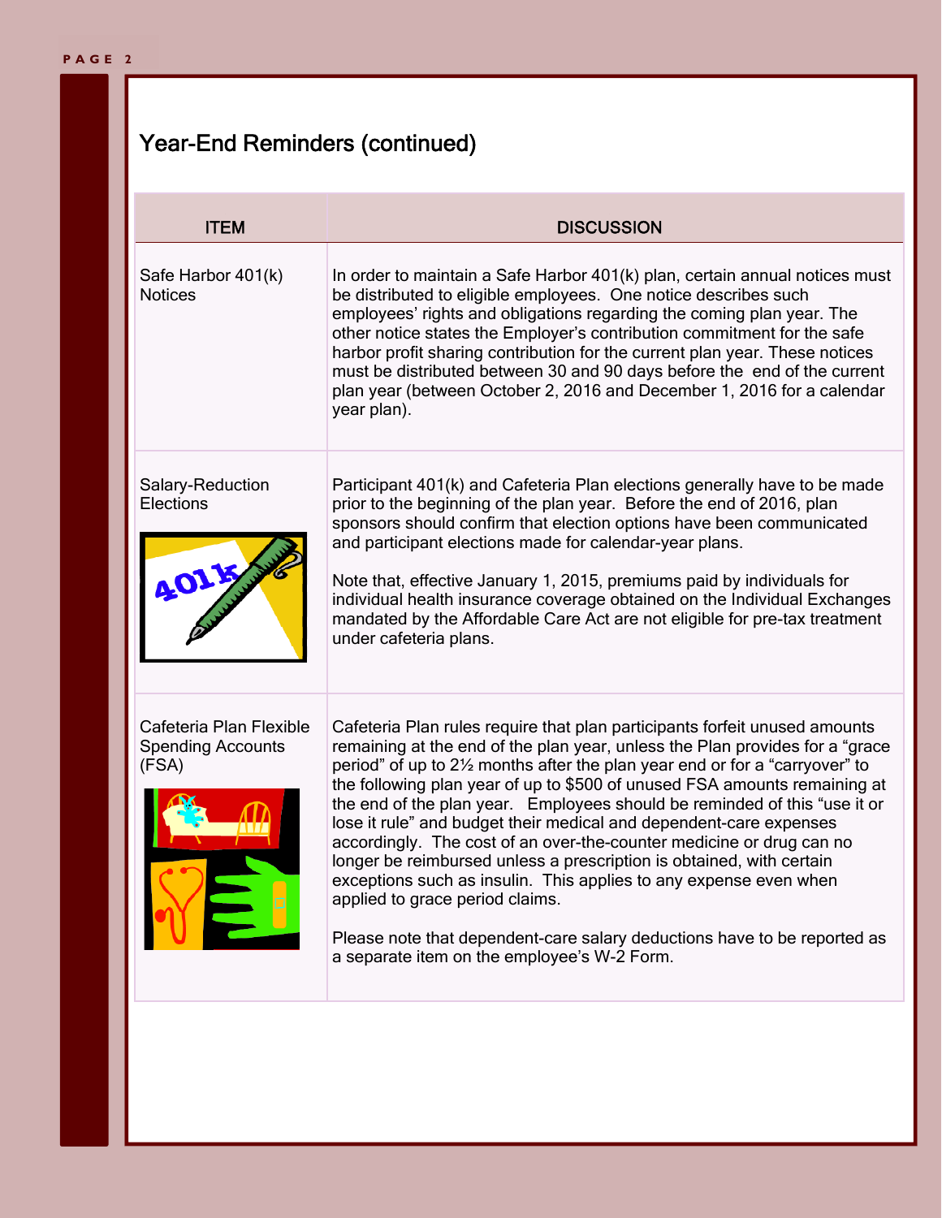## Year-End Reminders (continued)

| ITEM | DISCUSSION |
|---|---|
| Safe Harbor 401(k) Notices | In order to maintain a Safe Harbor 401(k) plan, certain annual notices must be distributed to eligible employees. One notice describes such employees' rights and obligations regarding the coming plan year. The other notice states the Employer's contribution commitment for the safe harbor profit sharing contribution for the current plan year. These notices must be distributed between 30 and 90 days before the end of the current plan year (between October 2, 2016 and December 1, 2016 for a calendar year plan). |
| Salary-Reduction Elections | Participant 401(k) and Cafeteria Plan elections generally have to be made prior to the beginning of the plan year. Before the end of 2016, plan sponsors should confirm that election options have been communicated and participant elections made for calendar-year plans.<br><br>Note that, effective January 1, 2015, premiums paid by individuals for individual health insurance coverage obtained on the Individual Exchanges mandated by the Affordable Care Act are not eligible for pre-tax treatment under cafeteria plans. |
| Cafeteria Plan Flexible Spending Accounts (FSA) | Cafeteria Plan rules require that plan participants forfeit unused amounts remaining at the end of the plan year, unless the Plan provides for a "grace period" of up to 2½ months after the plan year end or for a "carryover" to the following plan year of up to $500 of unused FSA amounts remaining at the end of the plan year. Employees should be reminded of this "use it or lose it rule" and budget their medical and dependent-care expenses accordingly. The cost of an over-the-counter medicine or drug can no longer be reimbursed unless a prescription is obtained, with certain exceptions such as insulin. This applies to any expense even when applied to grace period claims.<br><br>Please note that dependent-care salary deductions have to be reported as a separate item on the employee's W-2 Form. |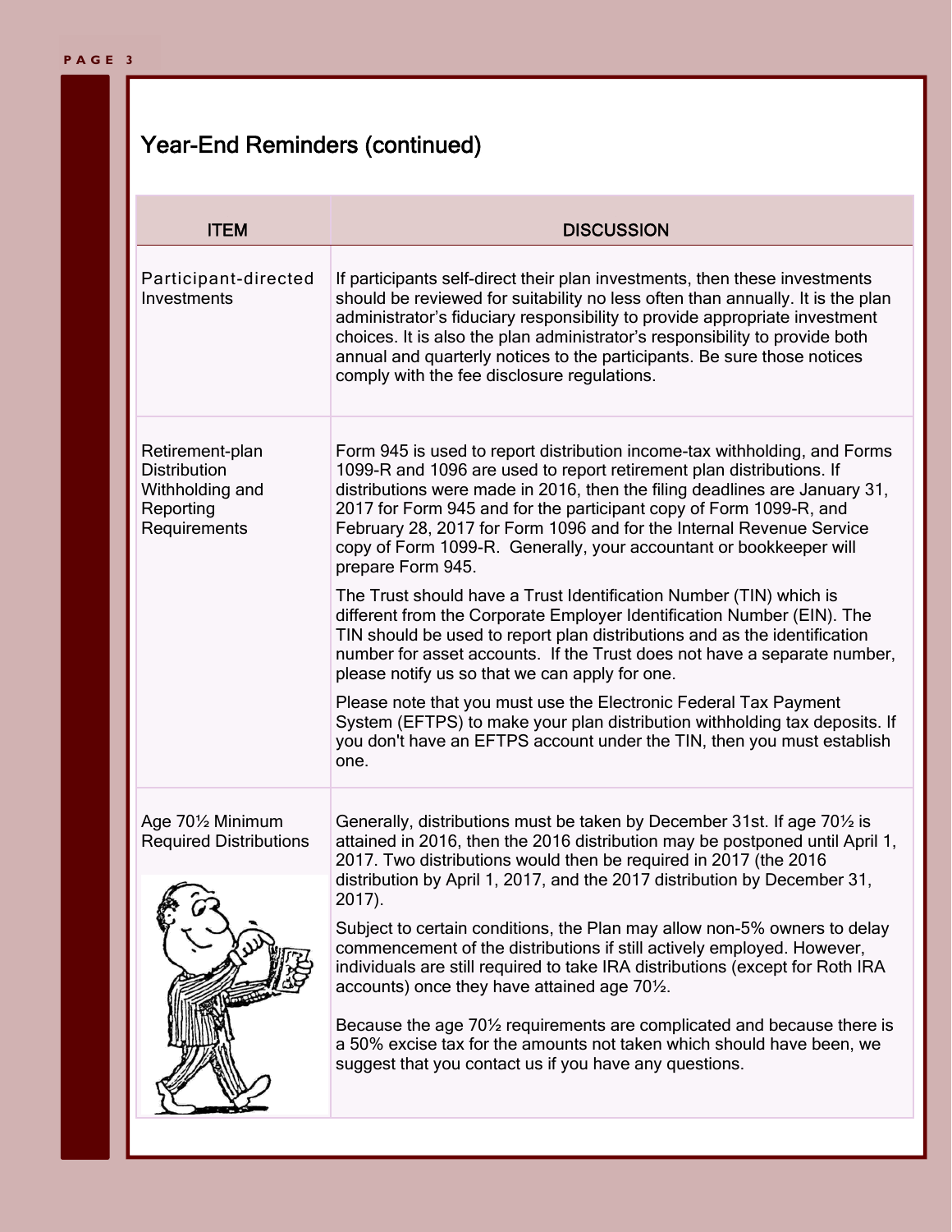## Year-End Reminders (continued)

| ITEM | DISCUSSION |
| --- | --- |
| Participant-directed Investments | If participants self-direct their plan investments, then these investments should be reviewed for suitability no less often than annually. It is the plan administrator's fiduciary responsibility to provide appropriate investment choices. It is also the plan administrator's responsibility to provide both annual and quarterly notices to the participants. Be sure those notices comply with the fee disclosure regulations. |
| Retirement-plan Distribution Withholding and Reporting Requirements | Form 945 is used to report distribution income-tax withholding, and Forms 1099-R and 1096 are used to report retirement plan distributions. If distributions were made in 2016, then the filing deadlines are January 31, 2017 for Form 945 and for the participant copy of Form 1099-R, and February 28, 2017 for Form 1096 and for the Internal Revenue Service copy of Form 1099-R. Generally, your accountant or bookkeeper will prepare Form 945.<br><br>The Trust should have a Trust Identification Number (TIN) which is different from the Corporate Employer Identification Number (EIN). The TIN should be used to report plan distributions and as the identification number for asset accounts. If the Trust does not have a separate number, please notify us so that we can apply for one.<br><br>Please note that you must use the Electronic Federal Tax Payment System (EFTPS) to make your plan distribution withholding tax deposits. If you don't have an EFTPS account under the TIN, then you must establish one. |
| Age 70½ Minimum Required Distributions | Generally, distributions must be taken by December 31st. If age 70½ is attained in 2016, then the 2016 distribution may be postponed until April 1, 2017. Two distributions would then be required in 2017 (the 2016 distribution by April 1, 2017, and the 2017 distribution by December 31, 2017).<br><br>Subject to certain conditions, the Plan may allow non-5% owners to delay commencement of the distributions if still actively employed. However, individuals are still required to take IRA distributions (except for Roth IRA accounts) once they have attained age 70½.<br><br>Because the age 70½ requirements are complicated and because there is a 50% excise tax for the amounts not taken which should have been, we suggest that you contact us if you have any questions. |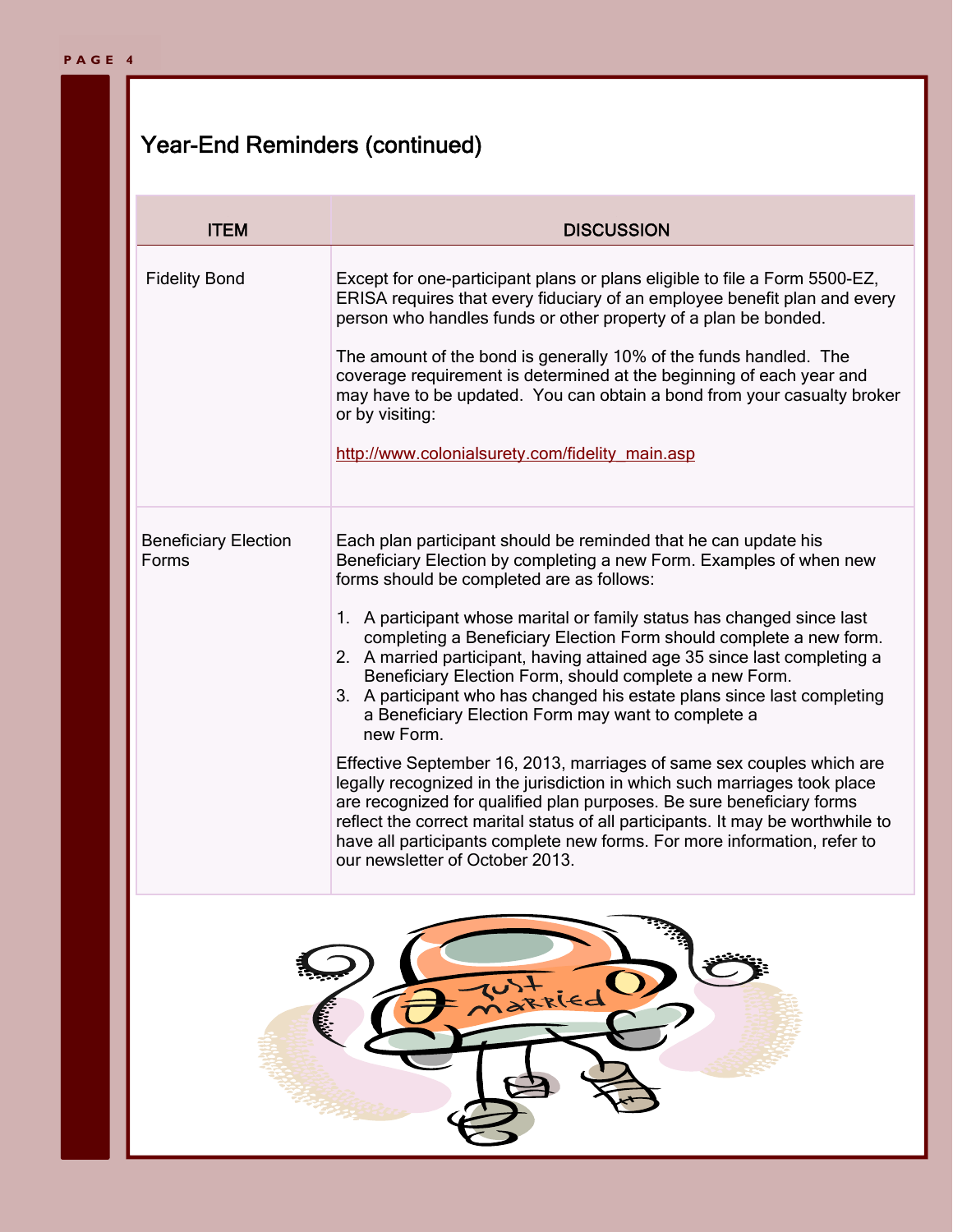## Year-End Reminders (continued)

| ITEM | DISCUSSION |
|---|---|
| Fidelity Bond | Except for one-participant plans or plans eligible to file a Form 5500-EZ, ERISA requires that every fiduciary of an employee benefit plan and every person who handles funds or other property of a plan be bonded.<br><br>The amount of the bond is generally 10% of the funds handled. The coverage requirement is determined at the beginning of each year and may have to be updated. You can obtain a bond from your casualty broker or by visiting:<br><br>http://www.colonialsurety.com/fidelity_main.asp |
| Beneficiary Election Forms | Each plan participant should be reminded that he can update his Beneficiary Election by completing a new Form. Examples of when new forms should be completed are as follows:<br><br>1. A participant whose marital or family status has changed since last completing a Beneficiary Election Form should complete a new form.<br>2. A married participant, having attained age 35 since last completing a Beneficiary Election Form, should complete a new Form.<br>3. A participant who has changed his estate plans since last completing a Beneficiary Election Form may want to complete a new Form.<br><br>Effective September 16, 2013, marriages of same sex couples which are legally recognized in the jurisdiction in which such marriages took place are recognized for qualified plan purposes. Be sure beneficiary forms reflect the correct marital status of all participants. It may be worthwhile to have all participants complete new forms. For more information, refer to our newsletter of October 2013. |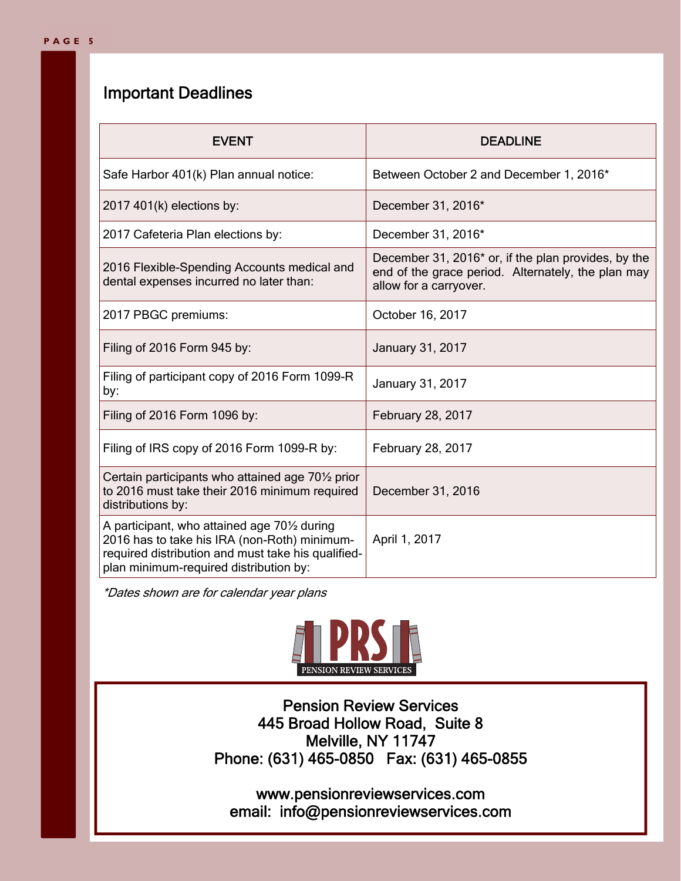## Important Deadlines

| EVENT | DEADLINE |
|---|---|
| Safe Harbor 401(k) Plan annual notice: | Between October 2 and December 1, 2016* |
| 2017 401(k) elections by: | December 31, 2016* |
| 2017 Cafeteria Plan elections by: | December 31, 2016* |
| 2016 Flexible-Spending Accounts medical and dental expenses incurred no later than: | December 31, 2016* or, if the plan provides, by the end of the grace period. Alternately, the plan may allow for a carryover. |
| 2017 PBGC premiums: | October 16, 2017 |
| Filing of 2016 Form 945 by: | January 31, 2017 |
| Filing of participant copy of 2016 Form 1099-R by: | January 31, 2017 |
| Filing of 2016 Form 1096 by: | February 28, 2017 |
| Filing of IRS copy of 2016 Form 1099-R by: | February 28, 2017 |
| Certain participants who attained age 70½ prior to 2016 must take their 2016 minimum required distributions by: | December 31, 2016 |
| A participant, who attained age 70½ during 2016 has to take his IRA (non-Roth) minimum-required distribution and must take his qualified-plan minimum-required distribution by: | April 1, 2017 |

*\*Dates shown are for calendar year plans*

PRS
PENSION REVIEW SERVICES

**Pension Review Services**
**445 Broad Hollow Road, Suite 8**
**Melville, NY 11747**
**Phone: (631) 465-0850 Fax: (631) 465-0855**

**www.pensionreviewservices.com**
**email: info@pensionreviewservices.com**